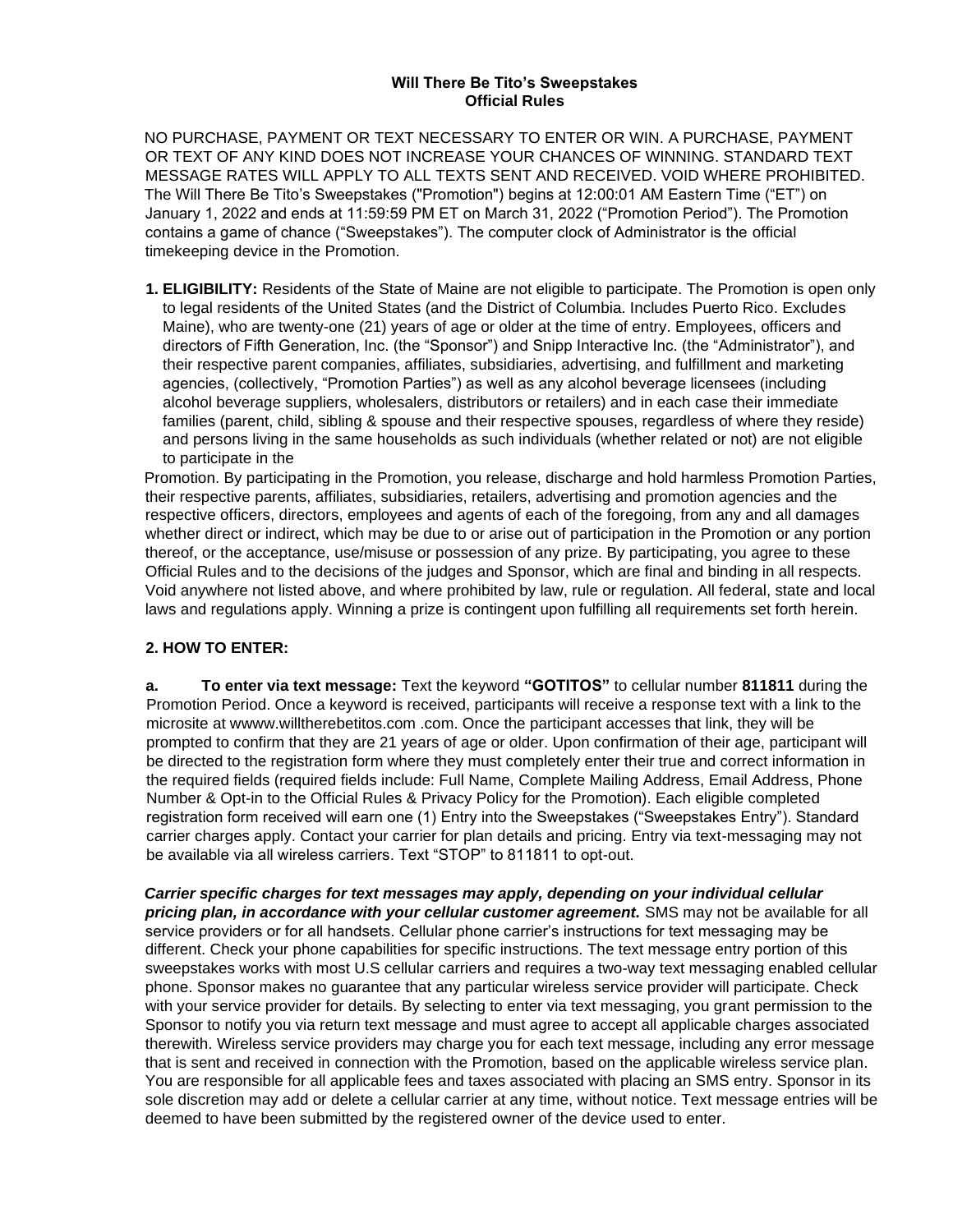**Will There Be Tito's Sweepstakes**
**Official Rules**

NO PURCHASE, PAYMENT OR TEXT NECESSARY TO ENTER OR WIN. A PURCHASE, PAYMENT OR TEXT OF ANY KIND DOES NOT INCREASE YOUR CHANCES OF WINNING. STANDARD TEXT MESSAGE RATES WILL APPLY TO ALL TEXTS SENT AND RECEIVED. VOID WHERE PROHIBITED. The Will There Be Tito's Sweepstakes ("Promotion") begins at 12:00:01 AM Eastern Time ("ET") on January 1, 2022 and ends at 11:59:59 PM ET on March 31, 2022 ("Promotion Period"). The Promotion contains a game of chance ("Sweepstakes"). The computer clock of Administrator is the official timekeeping device in the Promotion.

**1. ELIGIBILITY:** Residents of the State of Maine are not eligible to participate. The Promotion is open only to legal residents of the United States (and the District of Columbia. Includes Puerto Rico. Excludes Maine), who are twenty-one (21) years of age or older at the time of entry. Employees, officers and directors of Fifth Generation, Inc. (the "Sponsor") and Snipp Interactive Inc. (the "Administrator"), and their respective parent companies, affiliates, subsidiaries, advertising, and fulfillment and marketing agencies, (collectively, "Promotion Parties") as well as any alcohol beverage licensees (including alcohol beverage suppliers, wholesalers, distributors or retailers) and in each case their immediate families (parent, child, sibling & spouse and their respective spouses, regardless of where they reside) and persons living in the same households as such individuals (whether related or not) are not eligible to participate in the Promotion. By participating in the Promotion, you release, discharge and hold harmless Promotion Parties, their respective parents, affiliates, subsidiaries, retailers, advertising and promotion agencies and the respective officers, directors, employees and agents of each of the foregoing, from any and all damages whether direct or indirect, which may be due to or arise out of participation in the Promotion or any portion thereof, or the acceptance, use/misuse or possession of any prize. By participating, you agree to these Official Rules and to the decisions of the judges and Sponsor, which are final and binding in all respects. Void anywhere not listed above, and where prohibited by law, rule or regulation. All federal, state and local laws and regulations apply. Winning a prize is contingent upon fulfilling all requirements set forth herein.

**2. HOW TO ENTER:**

**a. To enter via text message:** Text the keyword **"GOTITOS"** to cellular number **811811** during the Promotion Period. Once a keyword is received, participants will receive a response text with a link to the microsite at wwww.willtherebetitos.com .com. Once the participant accesses that link, they will be prompted to confirm that they are 21 years of age or older. Upon confirmation of their age, participant will be directed to the registration form where they must completely enter their true and correct information in the required fields (required fields include: Full Name, Complete Mailing Address, Email Address, Phone Number & Opt-in to the Official Rules & Privacy Policy for the Promotion). Each eligible completed registration form received will earn one (1) Entry into the Sweepstakes ("Sweepstakes Entry"). Standard carrier charges apply. Contact your carrier for plan details and pricing. Entry via text-messaging may not be available via all wireless carriers. Text "STOP" to 811811 to opt-out.

***Carrier specific charges for text messages may apply, depending on your individual cellular pricing plan, in accordance with your cellular customer agreement.*** SMS may not be available for all service providers or for all handsets. Cellular phone carrier's instructions for text messaging may be different. Check your phone capabilities for specific instructions. The text message entry portion of this sweepstakes works with most U.S cellular carriers and requires a two-way text messaging enabled cellular phone. Sponsor makes no guarantee that any particular wireless service provider will participate. Check with your service provider for details. By selecting to enter via text messaging, you grant permission to the Sponsor to notify you via return text message and must agree to accept all applicable charges associated therewith. Wireless service providers may charge you for each text message, including any error message that is sent and received in connection with the Promotion, based on the applicable wireless service plan. You are responsible for all applicable fees and taxes associated with placing an SMS entry. Sponsor in its sole discretion may add or delete a cellular carrier at any time, without notice. Text message entries will be deemed to have been submitted by the registered owner of the device used to enter.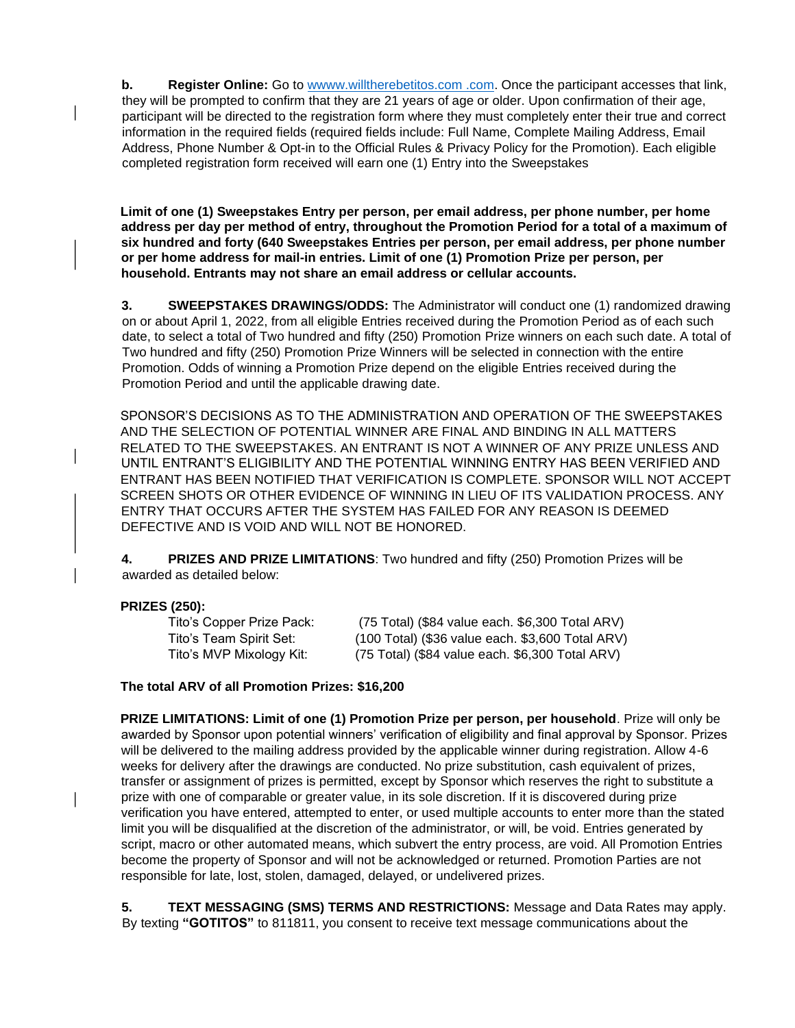**b. Register Online:** Go to wwww.willtherebetitos.com .com. Once the participant accesses that link, they will be prompted to confirm that they are 21 years of age or older. Upon confirmation of their age, participant will be directed to the registration form where they must completely enter their true and correct information in the required fields (required fields include: Full Name, Complete Mailing Address, Email Address, Phone Number & Opt-in to the Official Rules & Privacy Policy for the Promotion). Each eligible completed registration form received will earn one (1) Entry into the Sweepstakes

**Limit of one (1) Sweepstakes Entry per person, per email address, per phone number, per home address per day per method of entry, throughout the Promotion Period for a total of a maximum of six hundred and forty (640 Sweepstakes Entries per person, per email address, per phone number or per home address for mail-in entries. Limit of one (1) Promotion Prize per person, per household. Entrants may not share an email address or cellular accounts.**

**3. SWEEPSTAKES DRAWINGS/ODDS:** The Administrator will conduct one (1) randomized drawing on or about April 1, 2022, from all eligible Entries received during the Promotion Period as of each such date, to select a total of Two hundred and fifty (250) Promotion Prize winners on each such date. A total of Two hundred and fifty (250) Promotion Prize Winners will be selected in connection with the entire Promotion. Odds of winning a Promotion Prize depend on the eligible Entries received during the Promotion Period and until the applicable drawing date.

SPONSOR'S DECISIONS AS TO THE ADMINISTRATION AND OPERATION OF THE SWEEPSTAKES AND THE SELECTION OF POTENTIAL WINNER ARE FINAL AND BINDING IN ALL MATTERS RELATED TO THE SWEEPSTAKES. AN ENTRANT IS NOT A WINNER OF ANY PRIZE UNLESS AND UNTIL ENTRANT'S ELIGIBILITY AND THE POTENTIAL WINNING ENTRY HAS BEEN VERIFIED AND ENTRANT HAS BEEN NOTIFIED THAT VERIFICATION IS COMPLETE. SPONSOR WILL NOT ACCEPT SCREEN SHOTS OR OTHER EVIDENCE OF WINNING IN LIEU OF ITS VALIDATION PROCESS. ANY ENTRY THAT OCCURS AFTER THE SYSTEM HAS FAILED FOR ANY REASON IS DEEMED DEFECTIVE AND IS VOID AND WILL NOT BE HONORED.

**4. PRIZES AND PRIZE LIMITATIONS**: Two hundred and fifty (250) Promotion Prizes will be awarded as detailed below:

**PRIZES (250):**

| | |
|---|---|
| Tito's Copper Prize Pack: | (75 Total) ($84 value each. $6,300 Total ARV) |
| Tito's Team Spirit Set: | (100 Total) ($36 value each. $3,600 Total ARV) |
| Tito's MVP Mixology Kit: | (75 Total) ($84 value each. $6,300 Total ARV) |

**The total ARV of all Promotion Prizes: $16,200**

**PRIZE LIMITATIONS: Limit of one (1) Promotion Prize per person, per household**. Prize will only be awarded by Sponsor upon potential winners' verification of eligibility and final approval by Sponsor. Prizes will be delivered to the mailing address provided by the applicable winner during registration. Allow 4-6 weeks for delivery after the drawings are conducted. No prize substitution, cash equivalent of prizes, transfer or assignment of prizes is permitted, except by Sponsor which reserves the right to substitute a prize with one of comparable or greater value, in its sole discretion. If it is discovered during prize verification you have entered, attempted to enter, or used multiple accounts to enter more than the stated limit you will be disqualified at the discretion of the administrator, or will, be void. Entries generated by script, macro or other automated means, which subvert the entry process, are void. All Promotion Entries become the property of Sponsor and will not be acknowledged or returned. Promotion Parties are not responsible for late, lost, stolen, damaged, delayed, or undelivered prizes.

**5. TEXT MESSAGING (SMS) TERMS AND RESTRICTIONS:** Message and Data Rates may apply. By texting **"GOTITOS"** to 811811, you consent to receive text message communications about the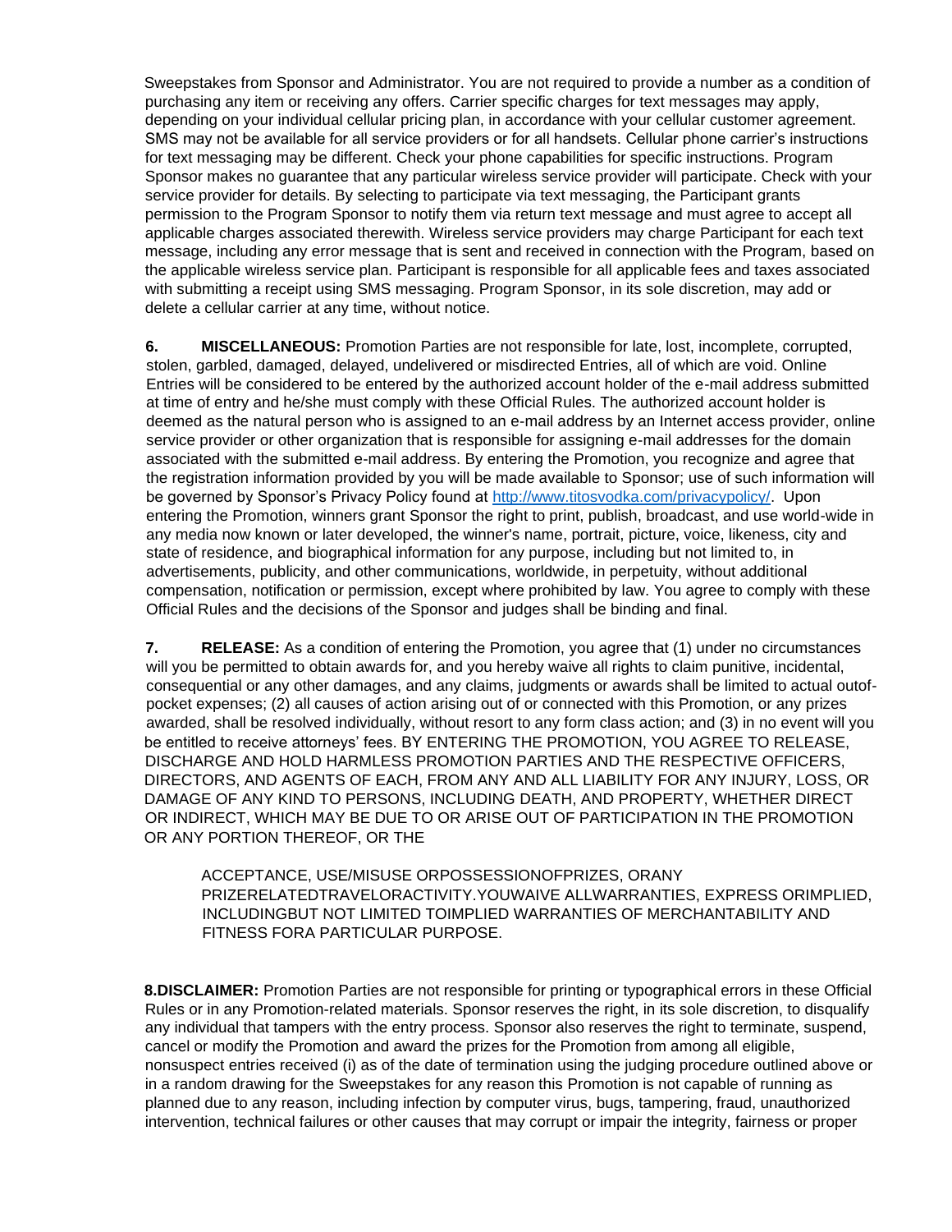Sweepstakes from Sponsor and Administrator. You are not required to provide a number as a condition of purchasing any item or receiving any offers. Carrier specific charges for text messages may apply, depending on your individual cellular pricing plan, in accordance with your cellular customer agreement. SMS may not be available for all service providers or for all handsets. Cellular phone carrier's instructions for text messaging may be different. Check your phone capabilities for specific instructions. Program Sponsor makes no guarantee that any particular wireless service provider will participate. Check with your service provider for details. By selecting to participate via text messaging, the Participant grants permission to the Program Sponsor to notify them via return text message and must agree to accept all applicable charges associated therewith. Wireless service providers may charge Participant for each text message, including any error message that is sent and received in connection with the Program, based on the applicable wireless service plan. Participant is responsible for all applicable fees and taxes associated with submitting a receipt using SMS messaging. Program Sponsor, in its sole discretion, may add or delete a cellular carrier at any time, without notice.

**6. MISCELLANEOUS:** Promotion Parties are not responsible for late, lost, incomplete, corrupted, stolen, garbled, damaged, delayed, undelivered or misdirected Entries, all of which are void. Online Entries will be considered to be entered by the authorized account holder of the e-mail address submitted at time of entry and he/she must comply with these Official Rules. The authorized account holder is deemed as the natural person who is assigned to an e-mail address by an Internet access provider, online service provider or other organization that is responsible for assigning e-mail addresses for the domain associated with the submitted e-mail address. By entering the Promotion, you recognize and agree that the registration information provided by you will be made available to Sponsor; use of such information will be governed by Sponsor's Privacy Policy found at http://www.titosvodka.com/privacypolicy/. Upon entering the Promotion, winners grant Sponsor the right to print, publish, broadcast, and use world-wide in any media now known or later developed, the winner's name, portrait, picture, voice, likeness, city and state of residence, and biographical information for any purpose, including but not limited to, in advertisements, publicity, and other communications, worldwide, in perpetuity, without additional compensation, notification or permission, except where prohibited by law. You agree to comply with these Official Rules and the decisions of the Sponsor and judges shall be binding and final.

**7. RELEASE:** As a condition of entering the Promotion, you agree that (1) under no circumstances will you be permitted to obtain awards for, and you hereby waive all rights to claim punitive, incidental, consequential or any other damages, and any claims, judgments or awards shall be limited to actual outof-pocket expenses; (2) all causes of action arising out of or connected with this Promotion, or any prizes awarded, shall be resolved individually, without resort to any form class action; and (3) in no event will you be entitled to receive attorneys' fees. BY ENTERING THE PROMOTION, YOU AGREE TO RELEASE, DISCHARGE AND HOLD HARMLESS PROMOTION PARTIES AND THE RESPECTIVE OFFICERS, DIRECTORS, AND AGENTS OF EACH, FROM ANY AND ALL LIABILITY FOR ANY INJURY, LOSS, OR DAMAGE OF ANY KIND TO PERSONS, INCLUDING DEATH, AND PROPERTY, WHETHER DIRECT OR INDIRECT, WHICH MAY BE DUE TO OR ARISE OUT OF PARTICIPATION IN THE PROMOTION OR ANY PORTION THEREOF, OR THE

ACCEPTANCE, USE/MISUSE ORPOSSESSIONOFPRIZES, ORANY PRIZERELATEDTRAVELORACTIVITY.YOUWAIVE ALLWARRANTIES, EXPRESS ORIMPLIED, INCLUDINGBUT NOT LIMITED TOIMPLIED WARRANTIES OF MERCHANTABILITY AND FITNESS FORA PARTICULAR PURPOSE.

**8.DISCLAIMER:** Promotion Parties are not responsible for printing or typographical errors in these Official Rules or in any Promotion-related materials. Sponsor reserves the right, in its sole discretion, to disqualify any individual that tampers with the entry process. Sponsor also reserves the right to terminate, suspend, cancel or modify the Promotion and award the prizes for the Promotion from among all eligible, nonsuspect entries received (i) as of the date of termination using the judging procedure outlined above or in a random drawing for the Sweepstakes for any reason this Promotion is not capable of running as planned due to any reason, including infection by computer virus, bugs, tampering, fraud, unauthorized intervention, technical failures or other causes that may corrupt or impair the integrity, fairness or proper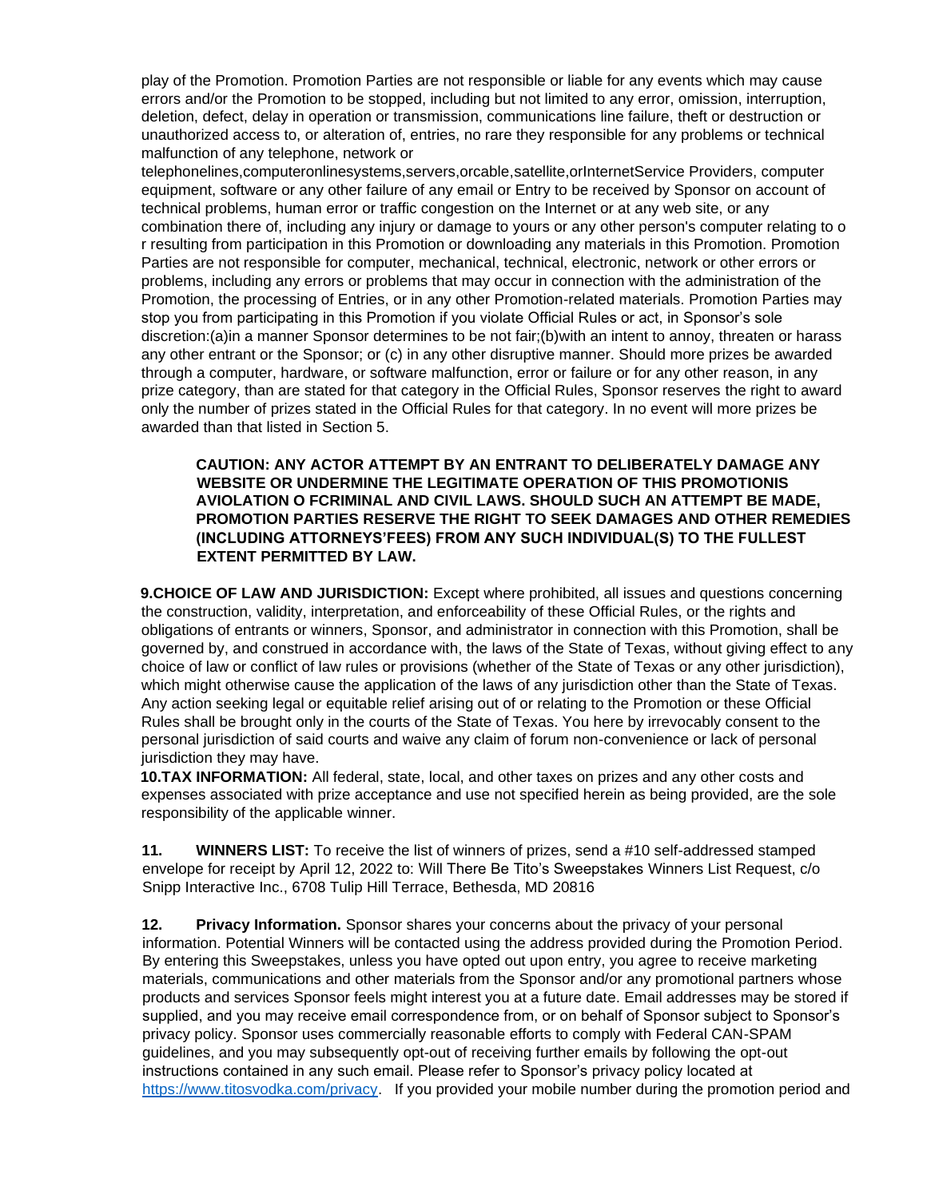play of the Promotion. Promotion Parties are not responsible or liable for any events which may cause errors and/or the Promotion to be stopped, including but not limited to any error, omission, interruption, deletion, defect, delay in operation or transmission, communications line failure, theft or destruction or unauthorized access to, or alteration of, entries, no rare they responsible for any problems or technical malfunction of any telephone, network or telephonelines,computeronlinesystems,servers,orcable,satellite,orInternetService Providers, computer equipment, software or any other failure of any email or Entry to be received by Sponsor on account of technical problems, human error or traffic congestion on the Internet or at any web site, or any combination there of, including any injury or damage to yours or any other person's computer relating to o r resulting from participation in this Promotion or downloading any materials in this Promotion. Promotion Parties are not responsible for computer, mechanical, technical, electronic, network or other errors or problems, including any errors or problems that may occur in connection with the administration of the Promotion, the processing of Entries, or in any other Promotion-related materials. Promotion Parties may stop you from participating in this Promotion if you violate Official Rules or act, in Sponsor's sole discretion:(a)in a manner Sponsor determines to be not fair;(b)with an intent to annoy, threaten or harass any other entrant or the Sponsor; or (c) in any other disruptive manner. Should more prizes be awarded through a computer, hardware, or software malfunction, error or failure or for any other reason, in any prize category, than are stated for that category in the Official Rules, Sponsor reserves the right to award only the number of prizes stated in the Official Rules for that category. In no event will more prizes be awarded than that listed in Section 5.

**CAUTION: ANY ACTOR ATTEMPT BY AN ENTRANT TO DELIBERATELY DAMAGE ANY WEBSITE OR UNDERMINE THE LEGITIMATE OPERATION OF THIS PROMOTIONIS AVIOLATION O FCRIMINAL AND CIVIL LAWS. SHOULD SUCH AN ATTEMPT BE MADE, PROMOTION PARTIES RESERVE THE RIGHT TO SEEK DAMAGES AND OTHER REMEDIES (INCLUDING ATTORNEYS'FEES) FROM ANY SUCH INDIVIDUAL(S) TO THE FULLEST EXTENT PERMITTED BY LAW.**

**9.CHOICE OF LAW AND JURISDICTION:** Except where prohibited, all issues and questions concerning the construction, validity, interpretation, and enforceability of these Official Rules, or the rights and obligations of entrants or winners, Sponsor, and administrator in connection with this Promotion, shall be governed by, and construed in accordance with, the laws of the State of Texas, without giving effect to any choice of law or conflict of law rules or provisions (whether of the State of Texas or any other jurisdiction), which might otherwise cause the application of the laws of any jurisdiction other than the State of Texas. Any action seeking legal or equitable relief arising out of or relating to the Promotion or these Official Rules shall be brought only in the courts of the State of Texas. You here by irrevocably consent to the personal jurisdiction of said courts and waive any claim of forum non-convenience or lack of personal jurisdiction they may have.

**10.TAX INFORMATION:** All federal, state, local, and other taxes on prizes and any other costs and expenses associated with prize acceptance and use not specified herein as being provided, are the sole responsibility of the applicable winner.

**11. WINNERS LIST:** To receive the list of winners of prizes, send a #10 self-addressed stamped envelope for receipt by April 12, 2022 to: Will There Be Tito's Sweepstakes Winners List Request, c/o Snipp Interactive Inc., 6708 Tulip Hill Terrace, Bethesda, MD 20816

**12. Privacy Information.** Sponsor shares your concerns about the privacy of your personal information. Potential Winners will be contacted using the address provided during the Promotion Period. By entering this Sweepstakes, unless you have opted out upon entry, you agree to receive marketing materials, communications and other materials from the Sponsor and/or any promotional partners whose products and services Sponsor feels might interest you at a future date. Email addresses may be stored if supplied, and you may receive email correspondence from, or on behalf of Sponsor subject to Sponsor's privacy policy. Sponsor uses commercially reasonable efforts to comply with Federal CAN-SPAM guidelines, and you may subsequently opt-out of receiving further emails by following the opt-out instructions contained in any such email. Please refer to Sponsor's privacy policy located at [https://www.titosvodka.com/privacy](https://www.titosvodka.com/privacy). If you provided your mobile number during the promotion period and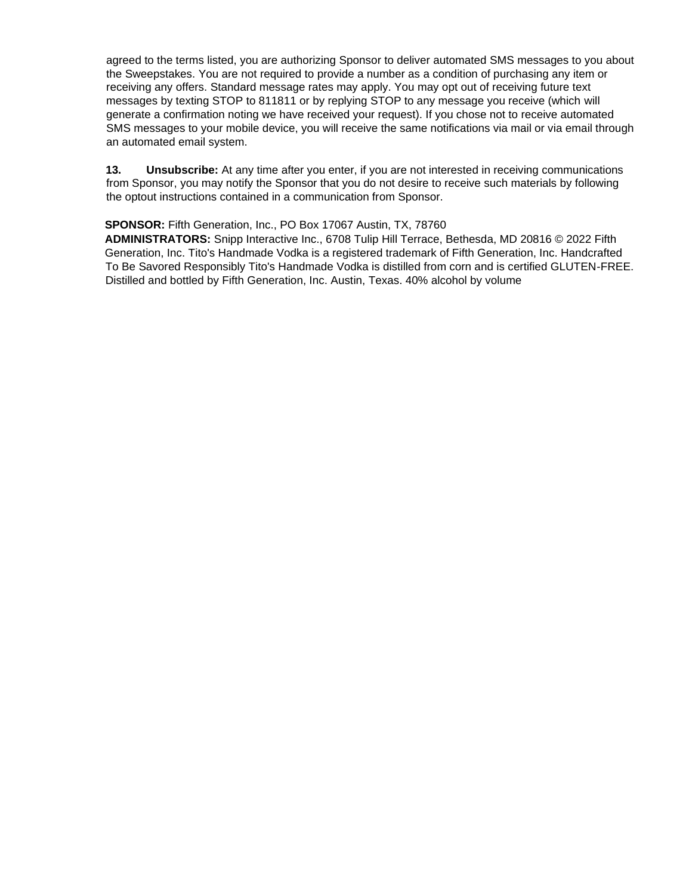agreed to the terms listed, you are authorizing Sponsor to deliver automated SMS messages to you about the Sweepstakes. You are not required to provide a number as a condition of purchasing any item or receiving any offers. Standard message rates may apply. You may opt out of receiving future text messages by texting STOP to 811811 or by replying STOP to any message you receive (which will generate a confirmation noting we have received your request). If you chose not to receive automated SMS messages to your mobile device, you will receive the same notifications via mail or via email through an automated email system.

**13. Unsubscribe:** At any time after you enter, if you are not interested in receiving communications from Sponsor, you may notify the Sponsor that you do not desire to receive such materials by following the optout instructions contained in a communication from Sponsor.

**SPONSOR:** Fifth Generation, Inc., PO Box 17067 Austin, TX, 78760
**ADMINISTRATORS:** Snipp Interactive Inc., 6708 Tulip Hill Terrace, Bethesda, MD 20816 © 2022 Fifth Generation, Inc. Tito's Handmade Vodka is a registered trademark of Fifth Generation, Inc. Handcrafted To Be Savored Responsibly Tito's Handmade Vodka is distilled from corn and is certified GLUTEN-FREE. Distilled and bottled by Fifth Generation, Inc. Austin, Texas. 40% alcohol by volume